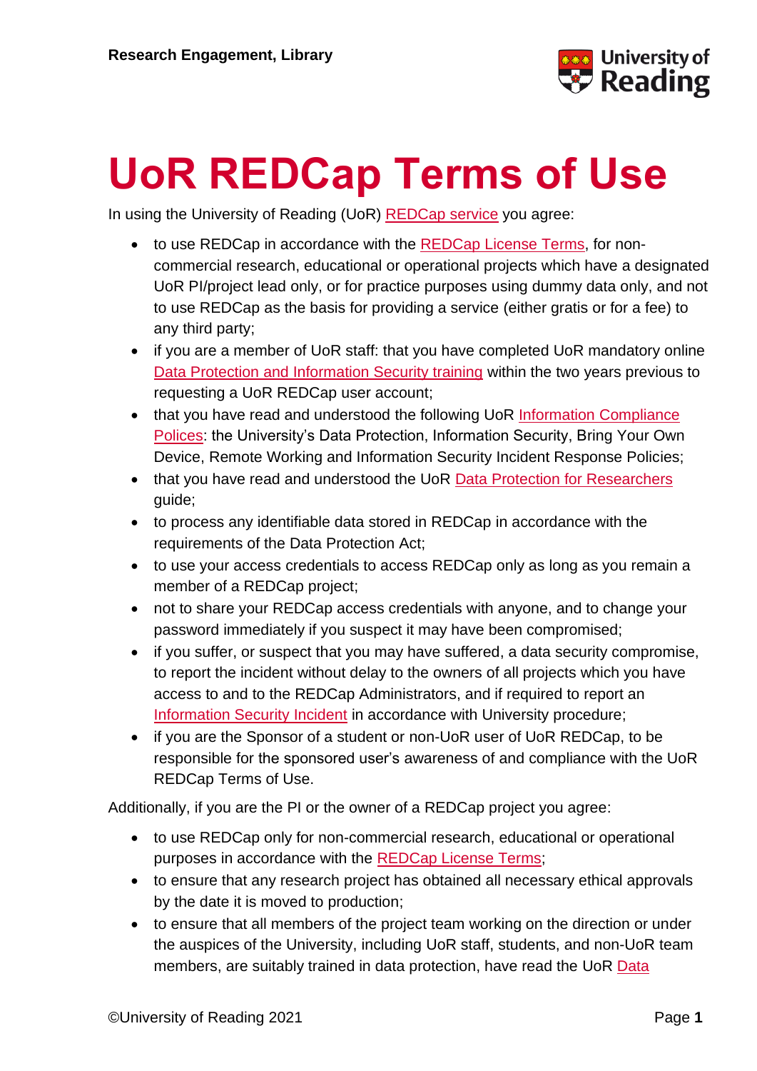Research Engagement, Library

# UoR REDCap Terms of Use

In using the University of Reading (UoR) REDCap service you agree:

- to use REDCap in accordance with the REDCap License Terms, for non-commercial research, educational or operational projects which have a designated UoR PI/project lead only, or for practice purposes using dummy data only, and not to use REDCap as the basis for providing a service (either gratis or for a fee) to any third party;
- if you are a member of UoR staff: that you have completed UoR mandatory online Data Protection and Information Security training within the two years previous to requesting a UoR REDCap user account;
- that you have read and understood the following UoR Information Compliance Polices: the University's Data Protection, Information Security, Bring Your Own Device, Remote Working and Information Security Incident Response Policies;
- that you have read and understood the UoR Data Protection for Researchers guide;
- to process any identifiable data stored in REDCap in accordance with the requirements of the Data Protection Act;
- to use your access credentials to access REDCap only as long as you remain a member of a REDCap project;
- not to share your REDCap access credentials with anyone, and to change your password immediately if you suspect it may have been compromised;
- if you suffer, or suspect that you may have suffered, a data security compromise, to report the incident without delay to the owners of all projects which you have access to and to the REDCap Administrators, and if required to report an Information Security Incident in accordance with University procedure;
- if you are the Sponsor of a student or non-UoR user of UoR REDCap, to be responsible for the sponsored user's awareness of and compliance with the UoR REDCap Terms of Use.

Additionally, if you are the PI or the owner of a REDCap project you agree:

- to use REDCap only for non-commercial research, educational or operational purposes in accordance with the REDCap License Terms;
- to ensure that any research project has obtained all necessary ethical approvals by the date it is moved to production;
- to ensure that all members of the project team working on the direction or under the auspices of the University, including UoR staff, students, and non-UoR team members, are suitably trained in data protection, have read the UoR Data

©University of Reading 2021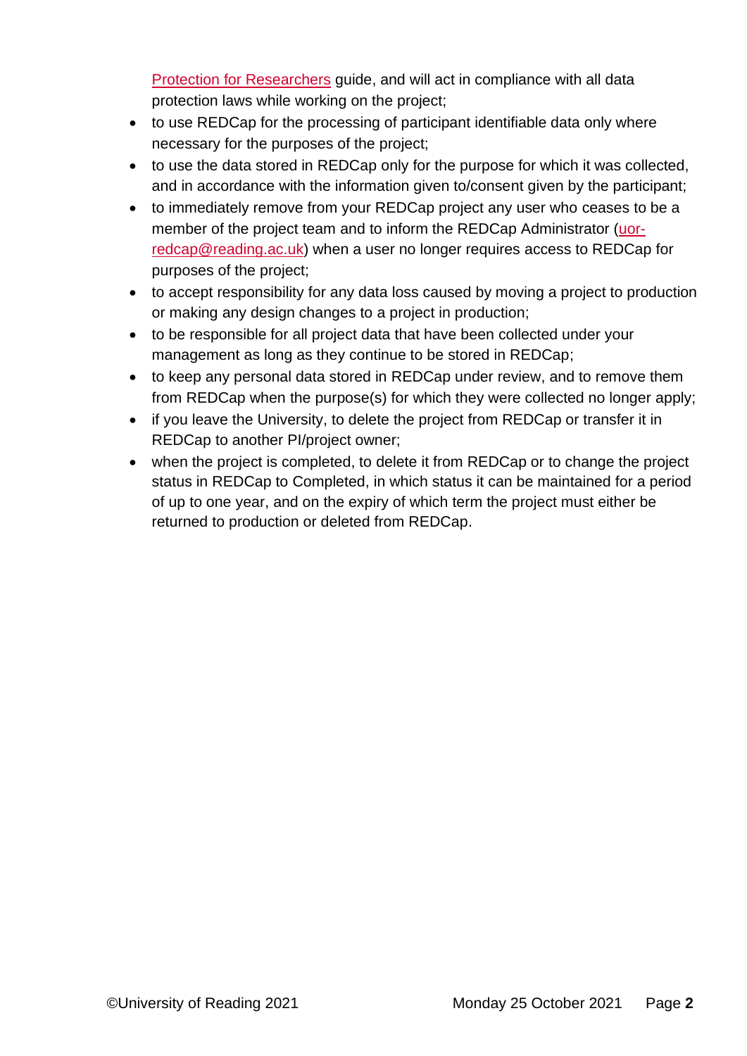Protection for Researchers guide, and will act in compliance with all data protection laws while working on the project;

- to use REDCap for the processing of participant identifiable data only where necessary for the purposes of the project;
- to use the data stored in REDCap only for the purpose for which it was collected, and in accordance with the information given to/consent given by the participant;
- to immediately remove from your REDCap project any user who ceases to be a member of the project team and to inform the REDCap Administrator (uor-redcap@reading.ac.uk) when a user no longer requires access to REDCap for purposes of the project;
- to accept responsibility for any data loss caused by moving a project to production or making any design changes to a project in production;
- to be responsible for all project data that have been collected under your management as long as they continue to be stored in REDCap;
- to keep any personal data stored in REDCap under review, and to remove them from REDCap when the purpose(s) for which they were collected no longer apply;
- if you leave the University, to delete the project from REDCap or transfer it in REDCap to another PI/project owner;
- when the project is completed, to delete it from REDCap or to change the project status in REDCap to Completed, in which status it can be maintained for a period of up to one year, and on the expiry of which term the project must either be returned to production or deleted from REDCap.